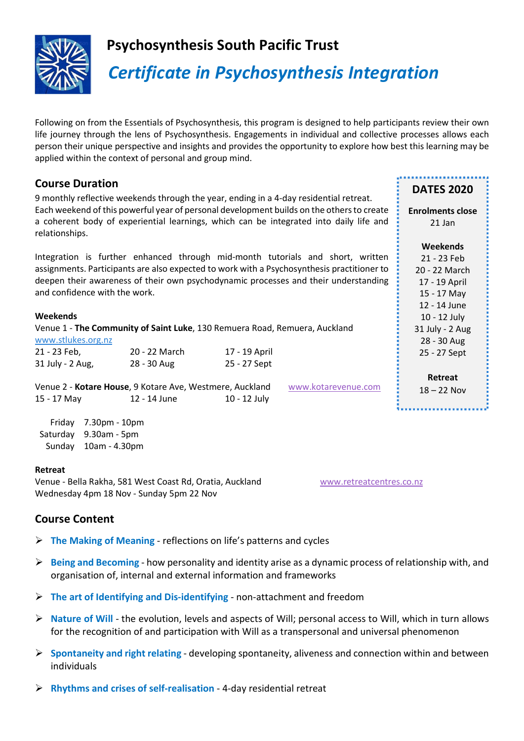# Psychosynthesis South Pacific Trust

## *Certificate in Psychosynthesis Integration*

Following on from the Essentials of Psychosynthesis, this program is designed to help participants review their own life journey through the lens of Psychosynthesis. Engagements in individual and collective processes allows each person their unique perspective and insights and provides the opportunity to explore how best this learning may be applied within the context of personal and group mind.

## Course Duration

9 monthly reflective weekends through the year, ending in a 4-day residential retreat. Each weekend of this powerful year of personal development builds on the others to create a coherent body of experiential learnings, which can be integrated into daily life and relationships.

Integration is further enhanced through mid-month tutorials and short, written assignments. Participants are also expected to work with a Psychosynthesis practitioner to deepen their awareness of their own psychodynamic processes and their understanding and confidence with the work.

**DATES 2020**

**Enrolments close**
21 Jan

**Weekends**
21 - 23 Feb
20 - 22 March
17 - 19 April
15 - 17 May
12 - 14 June
10 - 12 July
31 July - 2 Aug
28 - 30 Aug
25 - 27 Sept

**Retreat**
18 – 22 Nov

**Weekends**

Venue 1 - **The Community of Saint Luke**, 130 Remuera Road, Remuera, Auckland
www.stlukes.org.nz

| | | |
|---|---|---|
| 21 - 23 Feb, | 20 - 22 March | 17 - 19 April |
| 31 July - 2 Aug, | 28 - 30 Aug | 25 - 27 Sept |

Venue 2 - **Kotare House**, 9 Kotare Ave, Westmere, Auckland www.kotarevenue.com

| | | |
|---|---|---|
| 15 - 17 May | 12 - 14 June | 10 - 12 July |

| | |
|---|---|
| Friday | 7.30pm - 10pm |
| Saturday | 9.30am - 5pm |
| Sunday | 10am - 4.30pm |

**Retreat**

Venue - Bella Rakha, 581 West Coast Rd, Oratia, Auckland www.retreatcentres.co.nz
Wednesday 4pm 18 Nov - Sunday 5pm 22 Nov

## Course Content

- **The Making of Meaning** - reflections on life's patterns and cycles
- **Being and Becoming** - how personality and identity arise as a dynamic process of relationship with, and organisation of, internal and external information and frameworks
- **The art of Identifying and Dis-identifying** - non-attachment and freedom
- **Nature of Will** - the evolution, levels and aspects of Will; personal access to Will, which in turn allows for the recognition of and participation with Will as a transpersonal and universal phenomenon
- **Spontaneity and right relating** - developing spontaneity, aliveness and connection within and between individuals
- **Rhythms and crises of self-realisation** - 4-day residential retreat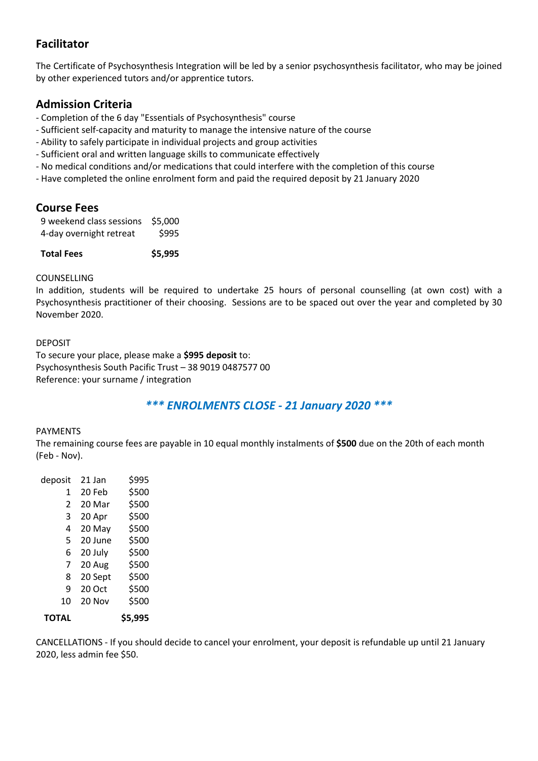## Facilitator

The Certificate of Psychosynthesis Integration will be led by a senior psychosynthesis facilitator, who may be joined by other experienced tutors and/or apprentice tutors.

## Admission Criteria

- Completion of the 6 day "Essentials of Psychosynthesis" course
- Sufficient self-capacity and maturity to manage the intensive nature of the course
- Ability to safely participate in individual projects and group activities
- Sufficient oral and written language skills to communicate effectively
- No medical conditions and/or medications that could interfere with the completion of this course
- Have completed the online enrolment form and paid the required deposit by 21 January 2020

## Course Fees

| | |
|---|---|
| 9 weekend class sessions | $5,000 |
| 4-day overnight retreat | $995 |
| **Total Fees** | **$5,995** |

COUNSELLING
In addition, students will be required to undertake 25 hours of personal counselling (at own cost) with a Psychosynthesis practitioner of their choosing. Sessions are to be spaced out over the year and completed by 30 November 2020.

DEPOSIT
To secure your place, please make a **$995 deposit** to:
Psychosynthesis South Pacific Trust – 38 9019 0487577 00
Reference: your surname / integration

***\*\*\* ENROLMENTS CLOSE - 21 January 2020 \*\*\****

PAYMENTS
The remaining course fees are payable in 10 equal monthly instalments of **$500** due on the 20th of each month (Feb - Nov).

| | | |
|---|---|---|
| deposit | 21 Jan | $995 |
| 1 | 20 Feb | $500 |
| 2 | 20 Mar | $500 |
| 3 | 20 Apr | $500 |
| 4 | 20 May | $500 |
| 5 | 20 June | $500 |
| 6 | 20 July | $500 |
| 7 | 20 Aug | $500 |
| 8 | 20 Sept | $500 |
| 9 | 20 Oct | $500 |
| 10 | 20 Nov | $500 |
| **TOTAL** | | **$5,995** |

CANCELLATIONS - If you should decide to cancel your enrolment, your deposit is refundable up until 21 January 2020, less admin fee $50.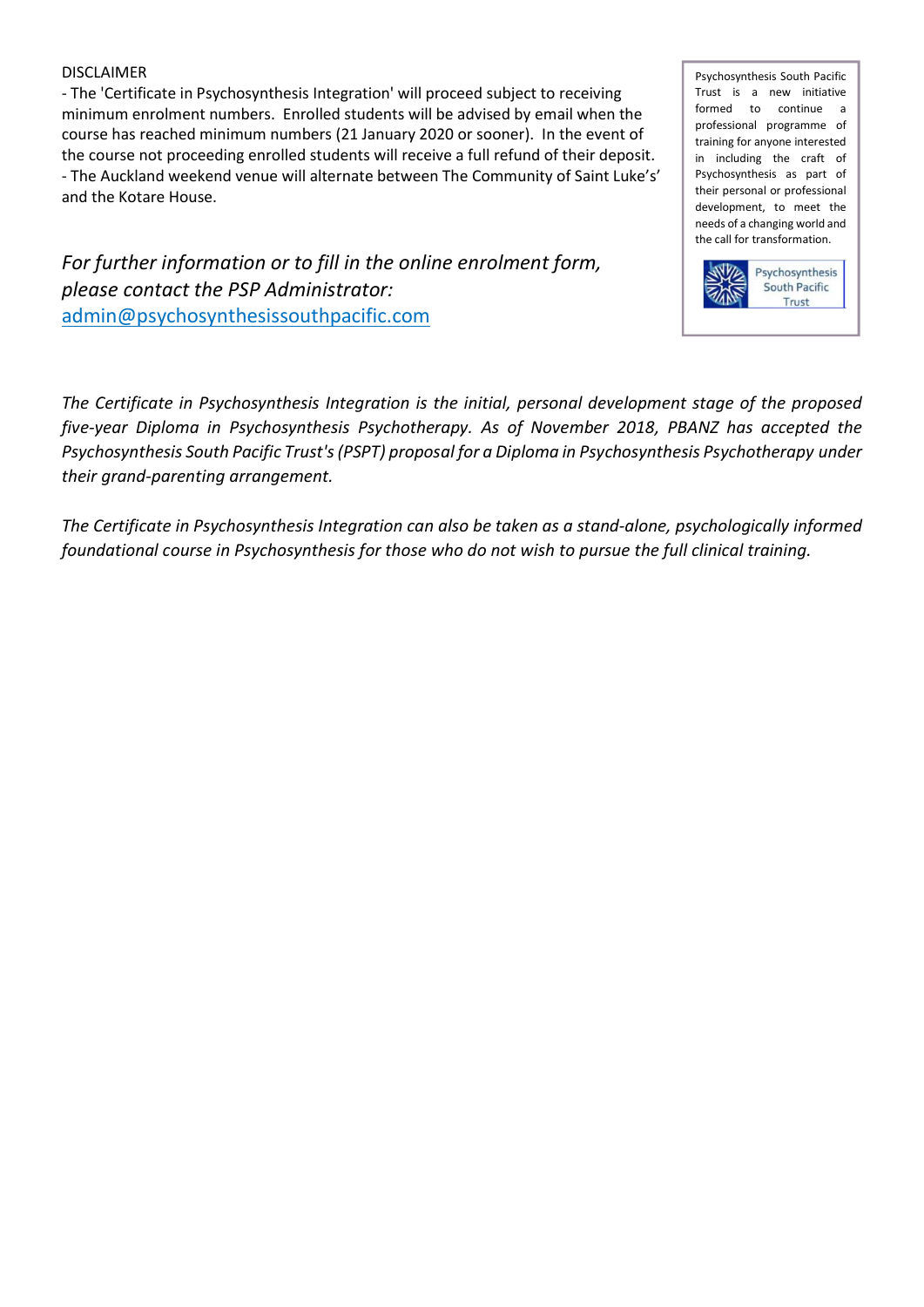DISCLAIMER

- The 'Certificate in Psychosynthesis Integration' will proceed subject to receiving minimum enrolment numbers. Enrolled students will be advised by email when the course has reached minimum numbers (21 January 2020 or sooner). In the event of the course not proceeding enrolled students will receive a full refund of their deposit.
- The Auckland weekend venue will alternate between The Community of Saint Luke's' and the Kotare House.

*For further information or to fill in the online enrolment form, please contact the PSP Administrator:*
[admin@psychosynthesissouthpacific.com](mailto:admin@psychosynthesissouthpacific.com)

Psychosynthesis South Pacific Trust is a new initiative formed to continue a professional programme of training for anyone interested in including the craft of Psychosynthesis as part of their personal or professional development, to meet the needs of a changing world and the call for transformation.

Psychosynthesis South Pacific Trust

*The Certificate in Psychosynthesis Integration is the initial, personal development stage of the proposed five-year Diploma in Psychosynthesis Psychotherapy. As of November 2018, PBANZ has accepted the Psychosynthesis South Pacific Trust's (PSPT) proposal for a Diploma in Psychosynthesis Psychotherapy under their grand-parenting arrangement.*

*The Certificate in Psychosynthesis Integration can also be taken as a stand-alone, psychologically informed foundational course in Psychosynthesis for those who do not wish to pursue the full clinical training.*